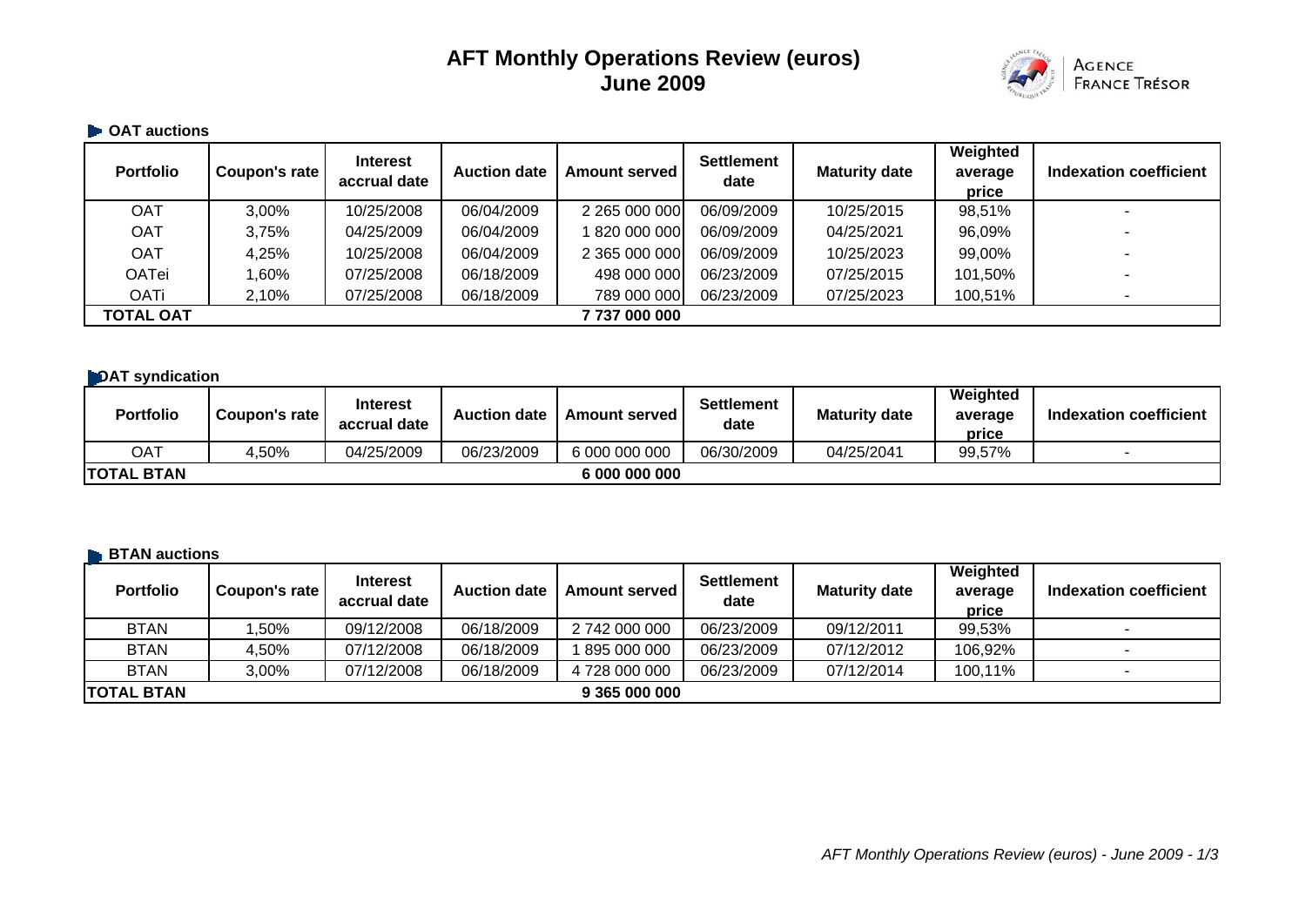# AFT Monthly Operations Review (euros)
## June 2009

AGENCE FRANCE TRÉSOR

### OAT auctions

| Portfolio | Coupon's rate | Interest accrual date | Auction date | Amount served | Settlement date | Maturity date | Weighted average price | Indexation coefficient |
|---|---|---|---|---|---|---|---|---|
| OAT | 3,00% | 10/25/2008 | 06/04/2009 | 2 265 000 000 | 06/09/2009 | 10/25/2015 | 98,51% | - |
| OAT | 3,75% | 04/25/2009 | 06/04/2009 | 1 820 000 000 | 06/09/2009 | 04/25/2021 | 96,09% | - |
| OAT | 4,25% | 10/25/2008 | 06/04/2009 | 2 365 000 000 | 06/09/2009 | 10/25/2023 | 99,00% | - |
| OATei | 1,60% | 07/25/2008 | 06/18/2009 | 498 000 000 | 06/23/2009 | 07/25/2015 | 101,50% | - |
| OATi | 2,10% | 07/25/2008 | 06/18/2009 | 789 000 000 | 06/23/2009 | 07/25/2023 | 100,51% | - |
| **TOTAL OAT** | | | | **7 737 000 000** | | | | |

### OAT syndication

| Portfolio | Coupon's rate | Interest accrual date | Auction date | Amount served | Settlement date | Maturity date | Weighted average price | Indexation coefficient |
|---|---|---|---|---|---|---|---|---|
| OAT | 4,50% | 04/25/2009 | 06/23/2009 | 6 000 000 000 | 06/30/2009 | 04/25/2041 | 99,57% | - |
| **TOTAL BTAN** | | | | **6 000 000 000** | | | | |

### BTAN auctions

| Portfolio | Coupon's rate | Interest accrual date | Auction date | Amount served | Settlement date | Maturity date | Weighted average price | Indexation coefficient |
|---|---|---|---|---|---|---|---|---|
| BTAN | 1,50% | 09/12/2008 | 06/18/2009 | 2 742 000 000 | 06/23/2009 | 09/12/2011 | 99,53% | - |
| BTAN | 4,50% | 07/12/2008 | 06/18/2009 | 1 895 000 000 | 06/23/2009 | 07/12/2012 | 106,92% | - |
| BTAN | 3,00% | 07/12/2008 | 06/18/2009 | 4 728 000 000 | 06/23/2009 | 07/12/2014 | 100,11% | - |
| **TOTAL BTAN** | | | | **9 365 000 000** | | | | |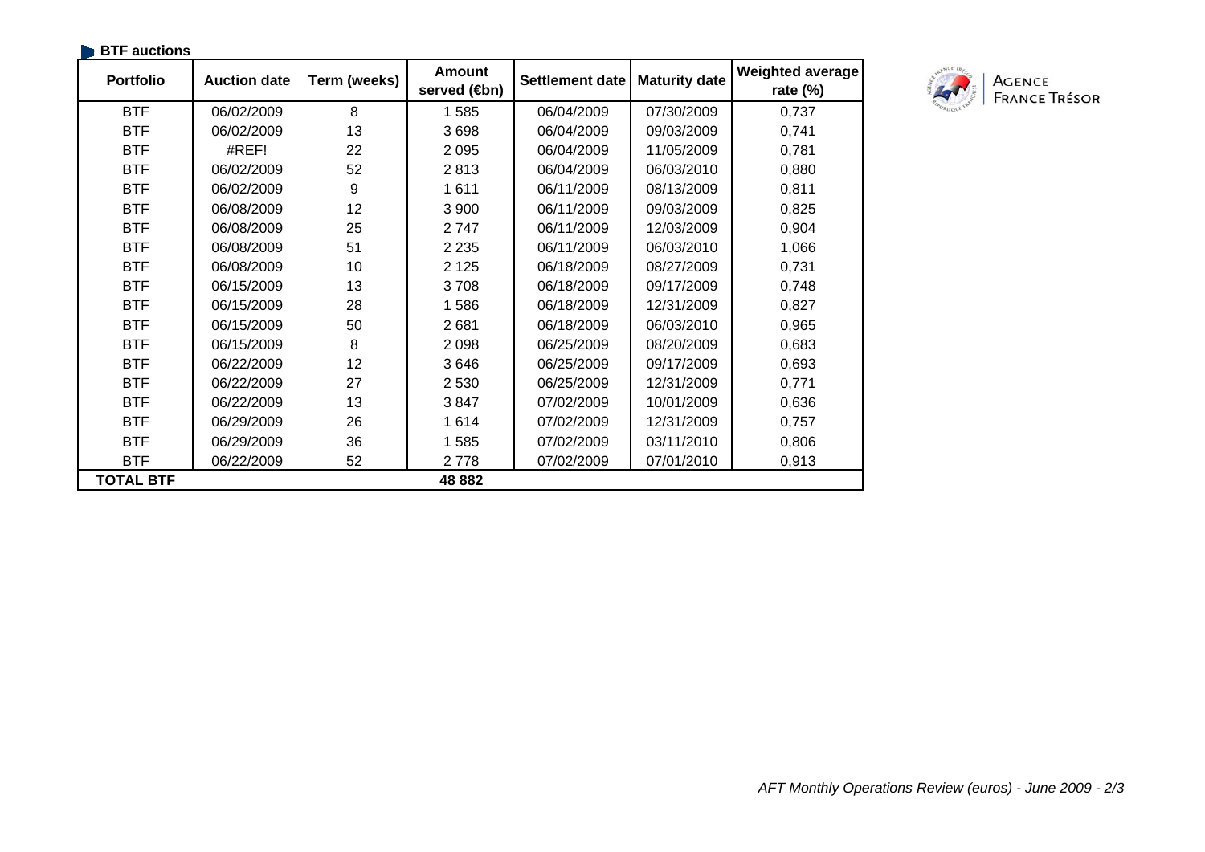**BTF auctions**

| Portfolio | Auction date | Term (weeks) | Amount served (€bn) | Settlement date | Maturity date | Weighted average rate (%) |
|---|---|---|---|---|---|---|
| BTF | 06/02/2009 | 8 | 1 585 | 06/04/2009 | 07/30/2009 | 0,737 |
| BTF | 06/02/2009 | 13 | 3 698 | 06/04/2009 | 09/03/2009 | 0,741 |
| BTF | #REF! | 22 | 2 095 | 06/04/2009 | 11/05/2009 | 0,781 |
| BTF | 06/02/2009 | 52 | 2 813 | 06/04/2009 | 06/03/2010 | 0,880 |
| BTF | 06/02/2009 | 9 | 1 611 | 06/11/2009 | 08/13/2009 | 0,811 |
| BTF | 06/08/2009 | 12 | 3 900 | 06/11/2009 | 09/03/2009 | 0,825 |
| BTF | 06/08/2009 | 25 | 2 747 | 06/11/2009 | 12/03/2009 | 0,904 |
| BTF | 06/08/2009 | 51 | 2 235 | 06/11/2009 | 06/03/2010 | 1,066 |
| BTF | 06/08/2009 | 10 | 2 125 | 06/18/2009 | 08/27/2009 | 0,731 |
| BTF | 06/15/2009 | 13 | 3 708 | 06/18/2009 | 09/17/2009 | 0,748 |
| BTF | 06/15/2009 | 28 | 1 586 | 06/18/2009 | 12/31/2009 | 0,827 |
| BTF | 06/15/2009 | 50 | 2 681 | 06/18/2009 | 06/03/2010 | 0,965 |
| BTF | 06/15/2009 | 8 | 2 098 | 06/25/2009 | 08/20/2009 | 0,683 |
| BTF | 06/22/2009 | 12 | 3 646 | 06/25/2009 | 09/17/2009 | 0,693 |
| BTF | 06/22/2009 | 27 | 2 530 | 06/25/2009 | 12/31/2009 | 0,771 |
| BTF | 06/22/2009 | 13 | 3 847 | 07/02/2009 | 10/01/2009 | 0,636 |
| BTF | 06/29/2009 | 26 | 1 614 | 07/02/2009 | 12/31/2009 | 0,757 |
| BTF | 06/29/2009 | 36 | 1 585 | 07/02/2009 | 03/11/2010 | 0,806 |
| BTF | 06/22/2009 | 52 | 2 778 | 07/02/2009 | 07/01/2010 | 0,913 |
| **TOTAL BTF** | | | **48 882** | | | |

AGENCE FRANCE TRÉSOR

*AFT Monthly Operations Review (euros) - June 2009*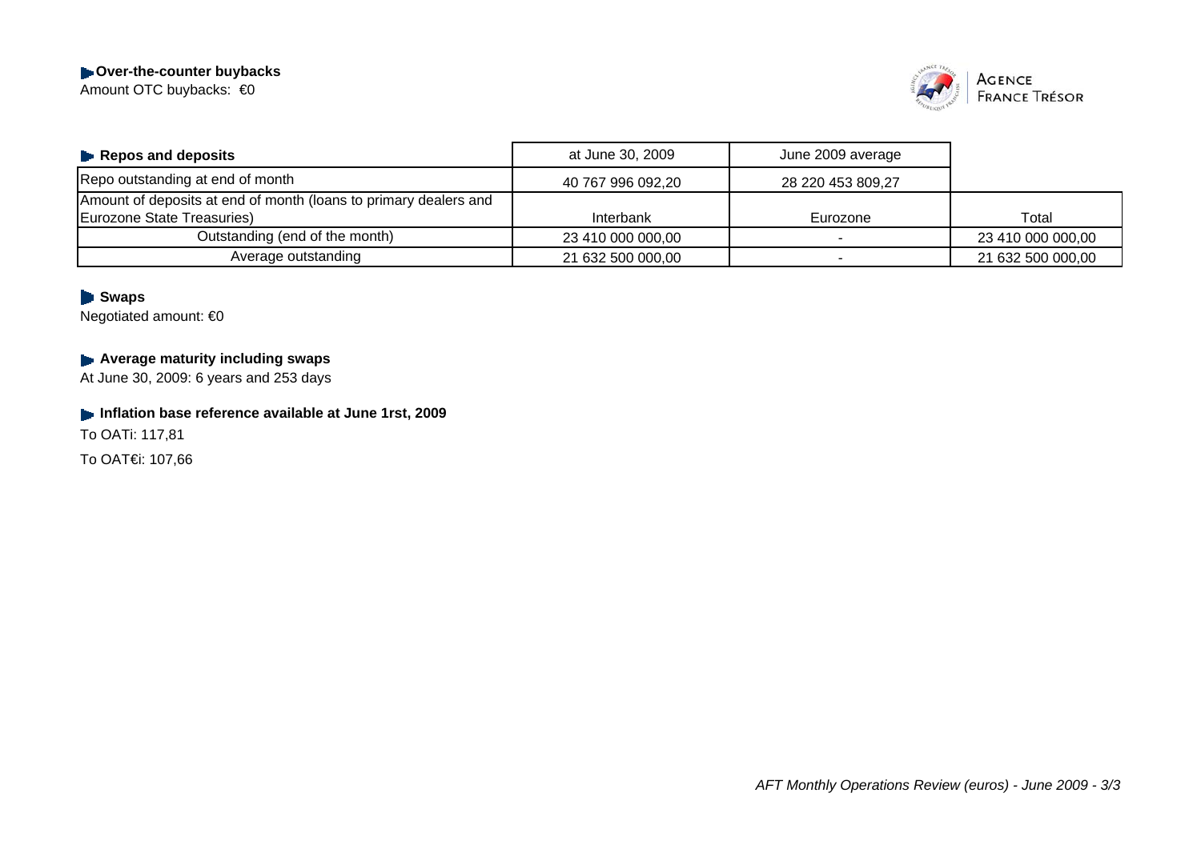### Over-the-counter buybacks

Amount OTC buybacks: €0

### Repos and deposits

| Repos and deposits | at June 30, 2009 | June 2009 average | |
|---|---|---|---|
| Repo outstanding at end of month | 40 767 996 092,20 | 28 220 453 809,27 | |
| Amount of deposits at end of month (loans to primary dealers and Eurozone State Treasuries) | Interbank | Eurozone | Total |
| Outstanding (end of the month) | 23 410 000 000,00 | - | 23 410 000 000,00 |
| Average outstanding | 21 632 500 000,00 | - | 21 632 500 000,00 |

### Swaps

Negotiated amount: €0

### Average maturity including swaps

At June 30, 2009: 6 years and 253 days

### Inflation base reference available at June 1rst, 2009

To OATi: 117,81

To OAT€i: 107,66